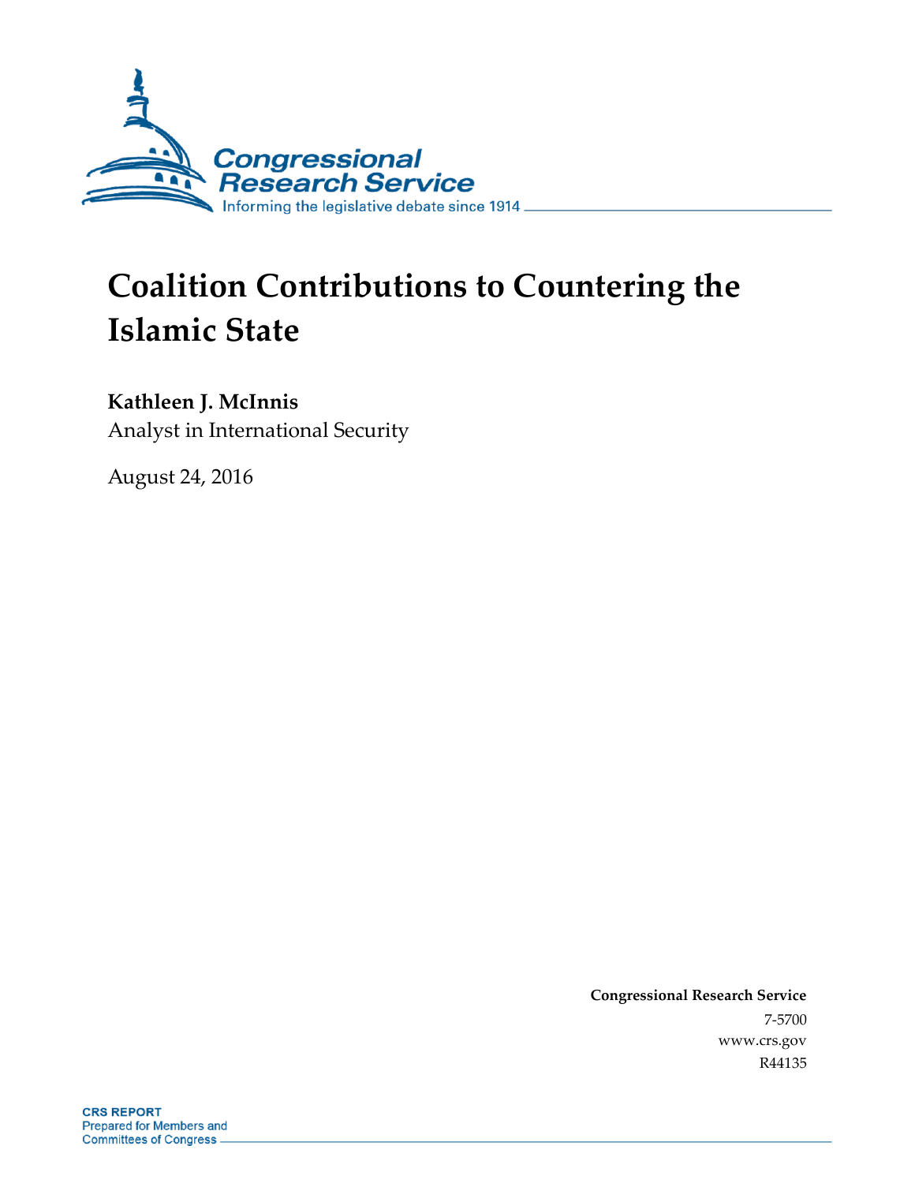Congressional Research Service

Informing the legislative debate since 1914

# Coalition Contributions to Countering the Islamic State

**Kathleen J. McInnis**

Analyst in International Security

August 24, 2016

**Congressional Research Service**

7-5700

www.crs.gov

R44135

**CRS REPORT**

Prepared for Members and Committees of Congress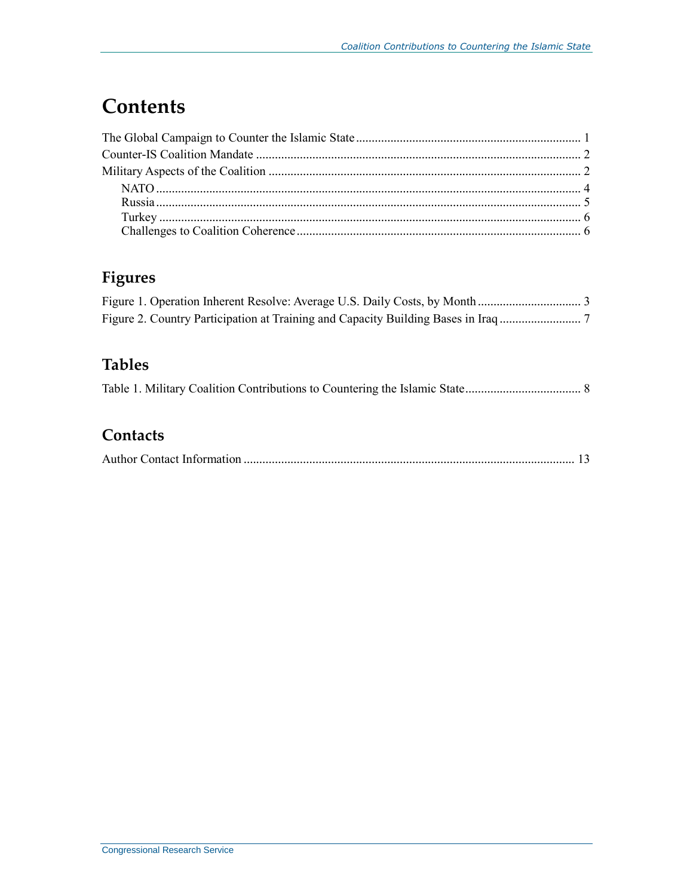# Contents

The Global Campaign to Counter the Islamic State ........................................................................ 1
Counter-IS Coalition Mandate ........................................................................................................ 2
Military Aspects of the Coalition .................................................................................................... 2
    NATO ........................................................................................................................................ 4
    Russia ........................................................................................................................................ 5
    Turkey ....................................................................................................................................... 6
    Challenges to Coalition Coherence ........................................................................................... 6

## Figures

Figure 1. Operation Inherent Resolve: Average U.S. Daily Costs, by Month ................................. 3
Figure 2. Country Participation at Training and Capacity Building Bases in Iraq .......................... 7

## Tables

Table 1. Military Coalition Contributions to Countering the Islamic State..................................... 8

## Contacts

Author Contact Information ......................................................................................................... 13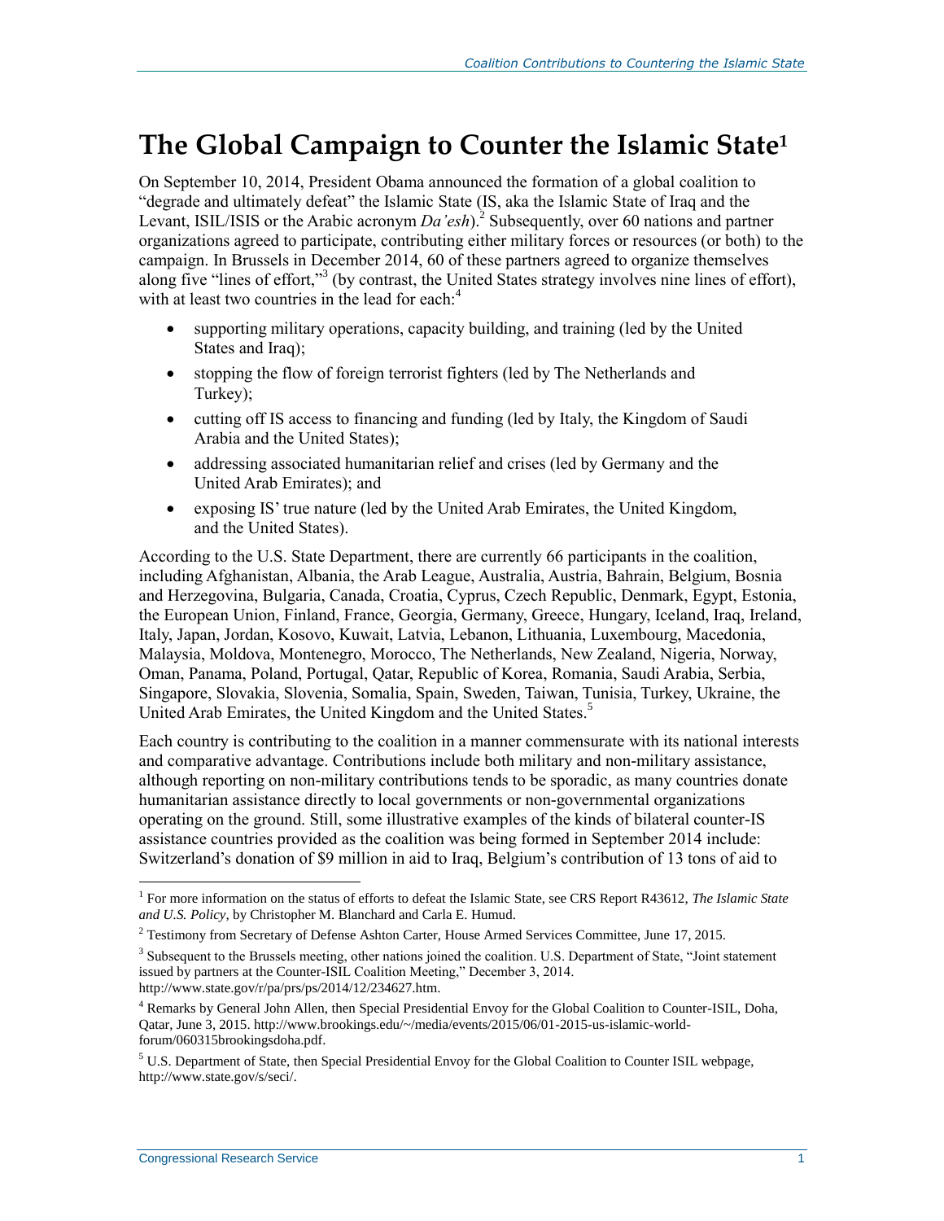# The Global Campaign to Counter the Islamic State[1]

On September 10, 2014, President Obama announced the formation of a global coalition to "degrade and ultimately defeat" the Islamic State (IS, aka the Islamic State of Iraq and the Levant, ISIL/ISIS or the Arabic acronym *Da'esh*).[2] Subsequently, over 60 nations and partner organizations agreed to participate, contributing either military forces or resources (or both) to the campaign. In Brussels in December 2014, 60 of these partners agreed to organize themselves along five "lines of effort,"[3] (by contrast, the United States strategy involves nine lines of effort), with at least two countries in the lead for each:[4]

- supporting military operations, capacity building, and training (led by the United States and Iraq);
- stopping the flow of foreign terrorist fighters (led by The Netherlands and Turkey);
- cutting off IS access to financing and funding (led by Italy, the Kingdom of Saudi Arabia and the United States);
- addressing associated humanitarian relief and crises (led by Germany and the United Arab Emirates); and
- exposing IS' true nature (led by the United Arab Emirates, the United Kingdom, and the United States).

According to the U.S. State Department, there are currently 66 participants in the coalition, including Afghanistan, Albania, the Arab League, Australia, Austria, Bahrain, Belgium, Bosnia and Herzegovina, Bulgaria, Canada, Croatia, Cyprus, Czech Republic, Denmark, Egypt, Estonia, the European Union, Finland, France, Georgia, Germany, Greece, Hungary, Iceland, Iraq, Ireland, Italy, Japan, Jordan, Kosovo, Kuwait, Latvia, Lebanon, Lithuania, Luxembourg, Macedonia, Malaysia, Moldova, Montenegro, Morocco, The Netherlands, New Zealand, Nigeria, Norway, Oman, Panama, Poland, Portugal, Qatar, Republic of Korea, Romania, Saudi Arabia, Serbia, Singapore, Slovakia, Slovenia, Somalia, Spain, Sweden, Taiwan, Tunisia, Turkey, Ukraine, the United Arab Emirates, the United Kingdom and the United States.[5]

Each country is contributing to the coalition in a manner commensurate with its national interests and comparative advantage. Contributions include both military and non-military assistance, although reporting on non-military contributions tends to be sporadic, as many countries donate humanitarian assistance directly to local governments or non-governmental organizations operating on the ground. Still, some illustrative examples of the kinds of bilateral counter-IS assistance countries provided as the coalition was being formed in September 2014 include: Switzerland's donation of $9 million in aid to Iraq, Belgium's contribution of 13 tons of aid to

---

[1] For more information on the status of efforts to defeat the Islamic State, see CRS Report R43612, *The Islamic State and U.S. Policy*, by Christopher M. Blanchard and Carla E. Humud.

[2] Testimony from Secretary of Defense Ashton Carter, House Armed Services Committee, June 17, 2015.

[3] Subsequent to the Brussels meeting, other nations joined the coalition. U.S. Department of State, "Joint statement issued by partners at the Counter-ISIL Coalition Meeting," December 3, 2014. http://www.state.gov/r/pa/prs/ps/2014/12/234627.htm.

[4] Remarks by General John Allen, then Special Presidential Envoy for the Global Coalition to Counter-ISIL, Doha, Qatar, June 3, 2015. http://www.brookings.edu/~/media/events/2015/06/01-2015-us-islamic-world-forum/060315brookingsdoha.pdf.

[5] U.S. Department of State, then Special Presidential Envoy for the Global Coalition to Counter ISIL webpage, http://www.state.gov/s/seci/.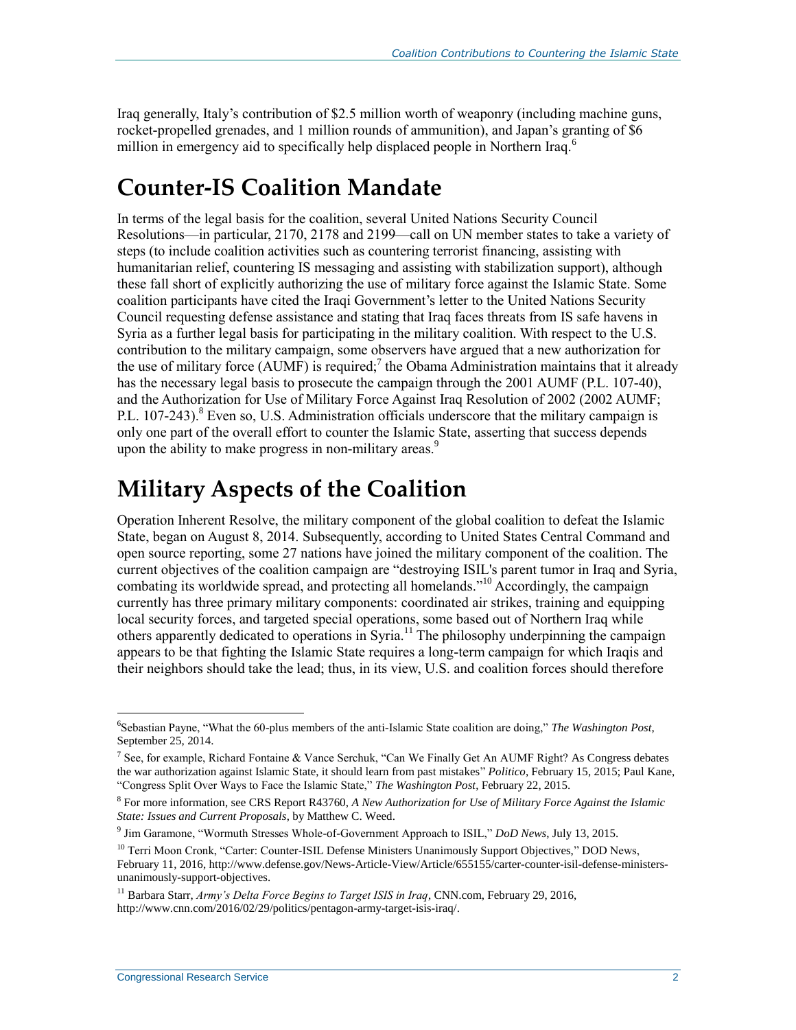Iraq generally, Italy's contribution of $2.5 million worth of weaponry (including machine guns, rocket-propelled grenades, and 1 million rounds of ammunition), and Japan's granting of $6 million in emergency aid to specifically help displaced people in Northern Iraq.[6]

# Counter-IS Coalition Mandate

In terms of the legal basis for the coalition, several United Nations Security Council Resolutions—in particular, 2170, 2178 and 2199—call on UN member states to take a variety of steps (to include coalition activities such as countering terrorist financing, assisting with humanitarian relief, countering IS messaging and assisting with stabilization support), although these fall short of explicitly authorizing the use of military force against the Islamic State. Some coalition participants have cited the Iraqi Government's letter to the United Nations Security Council requesting defense assistance and stating that Iraq faces threats from IS safe havens in Syria as a further legal basis for participating in the military coalition. With respect to the U.S. contribution to the military campaign, some observers have argued that a new authorization for the use of military force (AUMF) is required;[7] the Obama Administration maintains that it already has the necessary legal basis to prosecute the campaign through the 2001 AUMF (P.L. 107-40), and the Authorization for Use of Military Force Against Iraq Resolution of 2002 (2002 AUMF; P.L. 107-243).[8] Even so, U.S. Administration officials underscore that the military campaign is only one part of the overall effort to counter the Islamic State, asserting that success depends upon the ability to make progress in non-military areas.[9]

# Military Aspects of the Coalition

Operation Inherent Resolve, the military component of the global coalition to defeat the Islamic State, began on August 8, 2014. Subsequently, according to United States Central Command and open source reporting, some 27 nations have joined the military component of the coalition. The current objectives of the coalition campaign are "destroying ISIL's parent tumor in Iraq and Syria, combating its worldwide spread, and protecting all homelands."[10] Accordingly, the campaign currently has three primary military components: coordinated air strikes, training and equipping local security forces, and targeted special operations, some based out of Northern Iraq while others apparently dedicated to operations in Syria.[11] The philosophy underpinning the campaign appears to be that fighting the Islamic State requires a long-term campaign for which Iraqis and their neighbors should take the lead; thus, in its view, U.S. and coalition forces should therefore

---

[6] Sebastian Payne, "What the 60-plus members of the anti-Islamic State coalition are doing," *The Washington Post*, September 25, 2014.

[7] See, for example, Richard Fontaine & Vance Serchuk, "Can We Finally Get An AUMF Right? As Congress debates the war authorization against Islamic State, it should learn from past mistakes" *Politico*, February 15, 2015; Paul Kane, "Congress Split Over Ways to Face the Islamic State," *The Washington Post*, February 22, 2015.

[8] For more information, see CRS Report R43760, *A New Authorization for Use of Military Force Against the Islamic State: Issues and Current Proposals*, by Matthew C. Weed.

[9] Jim Garamone, "Wormuth Stresses Whole-of-Government Approach to ISIL," *DoD News*, July 13, 2015.

[10] Terri Moon Cronk, "Carter: Counter-ISIL Defense Ministers Unanimously Support Objectives," DOD News, February 11, 2016, http://www.defense.gov/News-Article-View/Article/655155/carter-counter-isil-defense-ministers-unanimously-support-objectives.

[11] Barbara Starr, *Army's Delta Force Begins to Target ISIS in Iraq*, CNN.com, February 29, 2016, http://www.cnn.com/2016/02/29/politics/pentagon-army-target-isis-iraq/.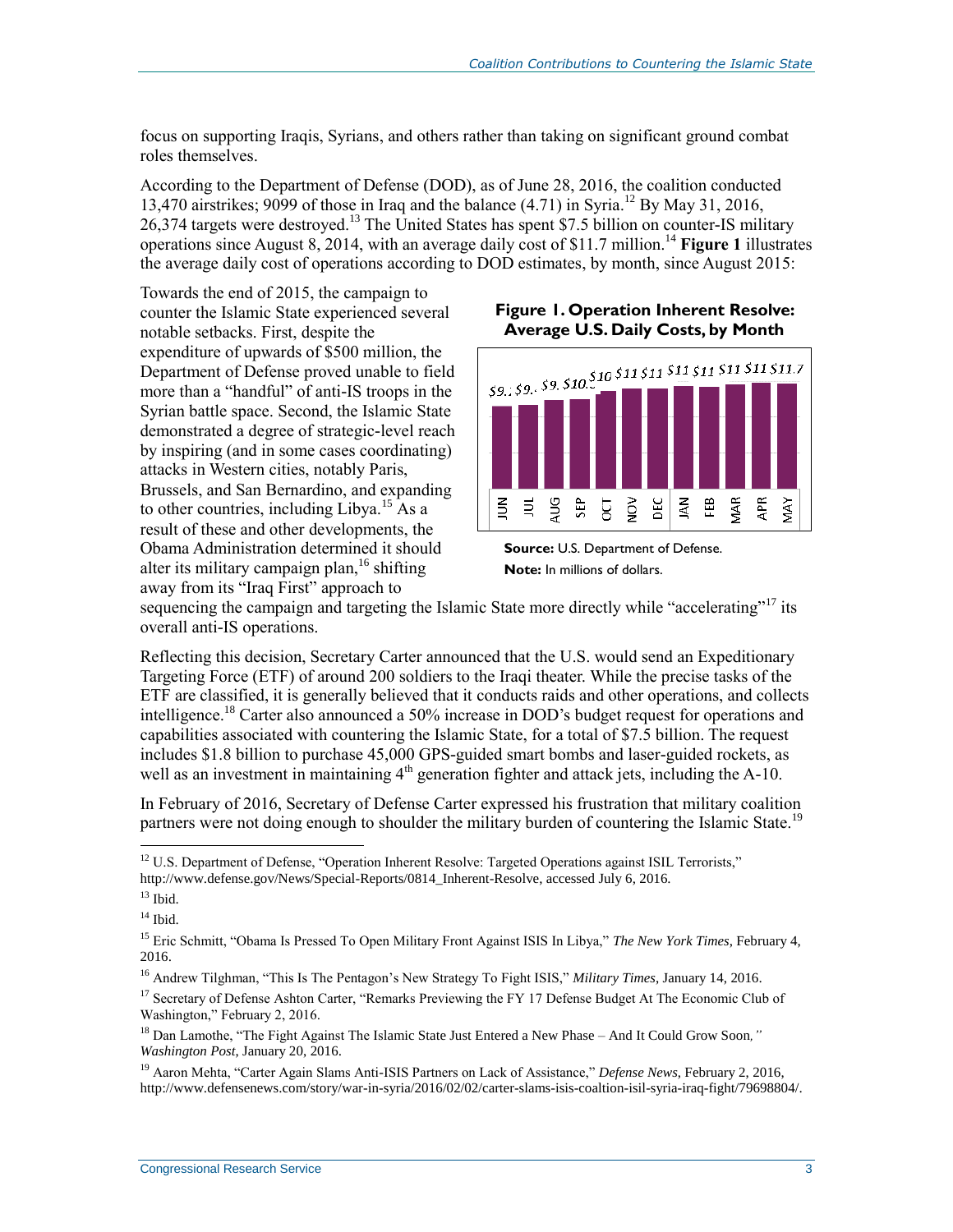focus on supporting Iraqis, Syrians, and others rather than taking on significant ground combat roles themselves.

According to the Department of Defense (DOD), as of June 28, 2016, the coalition conducted 13,470 airstrikes; 9099 of those in Iraq and the balance (4.71) in Syria.[12] By May 31, 2016, 26,374 targets were destroyed.[13] The United States has spent $7.5 billion on counter-IS military operations since August 8, 2014, with an average daily cost of $11.7 million.[14] **Figure 1** illustrates the average daily cost of operations according to DOD estimates, by month, since August 2015:

**Figure 1. Operation Inherent Resolve: Average U.S. Daily Costs, by Month**

| JUN | JUL | AUG | SEP | OCT | NOV | DEC | JAN | FEB | MAR | APR | MAY |
|---|---|---|---|---|---|---|---|---|---|---|---|
| $9.. | $9.. | $9. | $10.. | $10 | $11 | $11 | $11 | $11 | $11 | $11 | $11.7 |

**Source:** U.S. Department of Defense.

**Note:** In millions of dollars.

Towards the end of 2015, the campaign to counter the Islamic State experienced several notable setbacks. First, despite the expenditure of upwards of $500 million, the Department of Defense proved unable to field more than a "handful" of anti-IS troops in the Syrian battle space. Second, the Islamic State demonstrated a degree of strategic-level reach by inspiring (and in some cases coordinating) attacks in Western cities, notably Paris, Brussels, and San Bernardino, and expanding to other countries, including Libya.[15] As a result of these and other developments, the Obama Administration determined it should alter its military campaign plan,[16] shifting away from its "Iraq First" approach to sequencing the campaign and targeting the Islamic State more directly while "accelerating"[17] its overall anti-IS operations.

Reflecting this decision, Secretary Carter announced that the U.S. would send an Expeditionary Targeting Force (ETF) of around 200 soldiers to the Iraqi theater. While the precise tasks of the ETF are classified, it is generally believed that it conducts raids and other operations, and collects intelligence.[18] Carter also announced a 50% increase in DOD's budget request for operations and capabilities associated with countering the Islamic State, for a total of $7.5 billion. The request includes $1.8 billion to purchase 45,000 GPS-guided smart bombs and laser-guided rockets, as well as an investment in maintaining 4th generation fighter and attack jets, including the A-10.

In February of 2016, Secretary of Defense Carter expressed his frustration that military coalition partners were not doing enough to shoulder the military burden of countering the Islamic State.[19]

---

[12] U.S. Department of Defense, "Operation Inherent Resolve: Targeted Operations against ISIL Terrorists," http://www.defense.gov/News/Special-Reports/0814_Inherent-Resolve, accessed July 6, 2016.

[13] Ibid.

[14] Ibid.

[15] Eric Schmitt, "Obama Is Pressed To Open Military Front Against ISIS In Libya," *The New York Times*, February 4, 2016.

[16] Andrew Tilghman, "This Is The Pentagon's New Strategy To Fight ISIS," *Military Times*, January 14, 2016.

[17] Secretary of Defense Ashton Carter, "Remarks Previewing the FY 17 Defense Budget At The Economic Club of Washington," February 2, 2016.

[18] Dan Lamothe, "The Fight Against The Islamic State Just Entered a New Phase – And It Could Grow Soon," *Washington Post*, January 20, 2016.

[19] Aaron Mehta, "Carter Again Slams Anti-ISIS Partners on Lack of Assistance," *Defense News*, February 2, 2016, http://www.defensenews.com/story/war-in-syria/2016/02/02/carter-slams-isis-coaltion-isil-syria-iraq-fight/79698804/.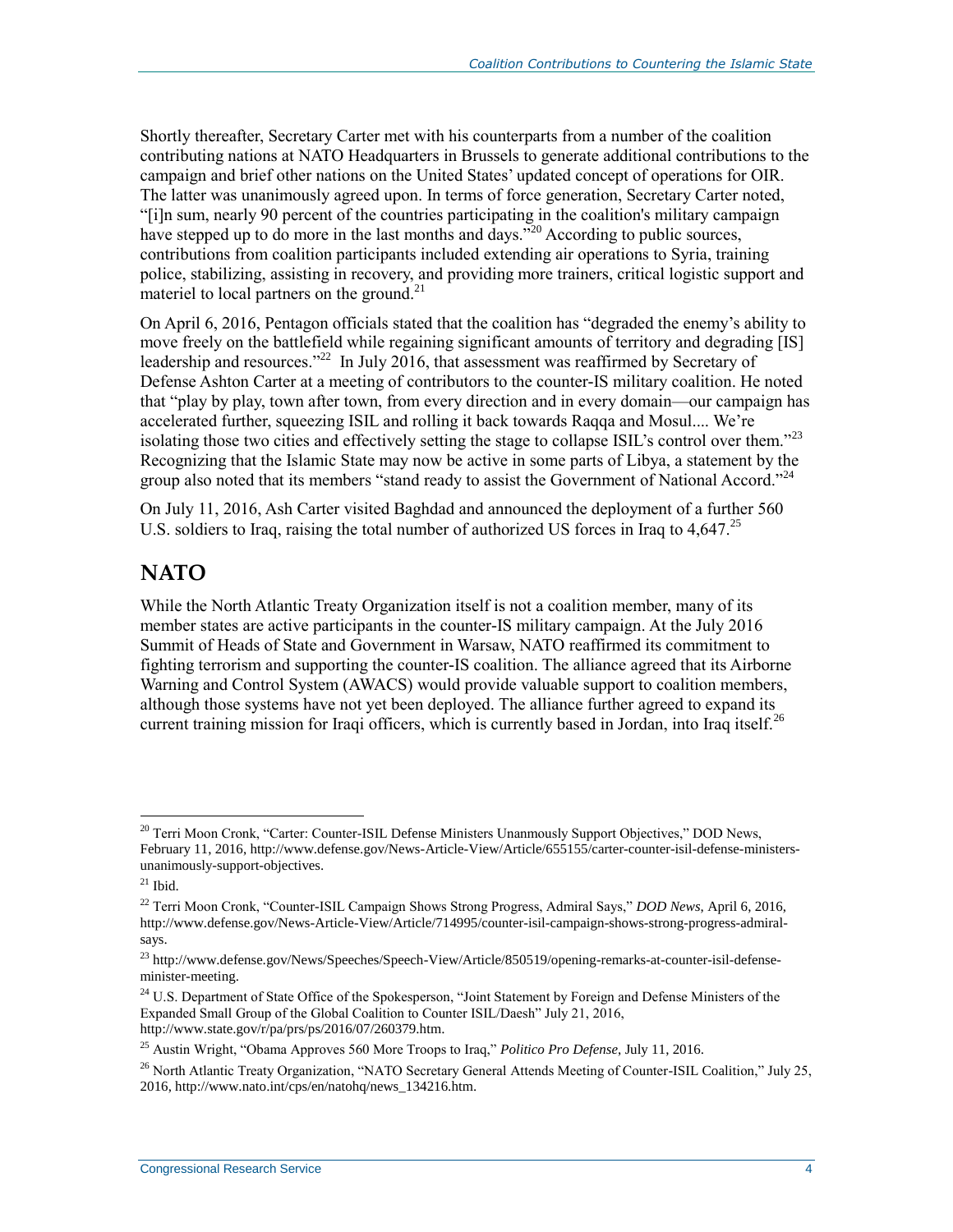Shortly thereafter, Secretary Carter met with his counterparts from a number of the coalition contributing nations at NATO Headquarters in Brussels to generate additional contributions to the campaign and brief other nations on the United States' updated concept of operations for OIR. The latter was unanimously agreed upon. In terms of force generation, Secretary Carter noted, "[i]n sum, nearly 90 percent of the countries participating in the coalition's military campaign have stepped up to do more in the last months and days."[20] According to public sources, contributions from coalition participants included extending air operations to Syria, training police, stabilizing, assisting in recovery, and providing more trainers, critical logistic support and materiel to local partners on the ground.[21]

On April 6, 2016, Pentagon officials stated that the coalition has "degraded the enemy's ability to move freely on the battlefield while regaining significant amounts of territory and degrading [IS] leadership and resources."[22] In July 2016, that assessment was reaffirmed by Secretary of Defense Ashton Carter at a meeting of contributors to the counter-IS military coalition. He noted that "play by play, town after town, from every direction and in every domain—our campaign has accelerated further, squeezing ISIL and rolling it back towards Raqqa and Mosul.... We're isolating those two cities and effectively setting the stage to collapse ISIL's control over them."[23] Recognizing that the Islamic State may now be active in some parts of Libya, a statement by the group also noted that its members "stand ready to assist the Government of National Accord."[24]

On July 11, 2016, Ash Carter visited Baghdad and announced the deployment of a further 560 U.S. soldiers to Iraq, raising the total number of authorized US forces in Iraq to 4,647.[25]

## NATO

While the North Atlantic Treaty Organization itself is not a coalition member, many of its member states are active participants in the counter-IS military campaign. At the July 2016 Summit of Heads of State and Government in Warsaw, NATO reaffirmed its commitment to fighting terrorism and supporting the counter-IS coalition. The alliance agreed that its Airborne Warning and Control System (AWACS) would provide valuable support to coalition members, although those systems have not yet been deployed. The alliance further agreed to expand its current training mission for Iraqi officers, which is currently based in Jordan, into Iraq itself.[26]

---

[20] Terri Moon Cronk, "Carter: Counter-ISIL Defense Ministers Unanmously Support Objectives," DOD News, February 11, 2016, http://www.defense.gov/News-Article-View/Article/655155/carter-counter-isil-defense-ministers-unanimously-support-objectives.

[21] Ibid.

[22] Terri Moon Cronk, "Counter-ISIL Campaign Shows Strong Progress, Admiral Says," *DOD News*, April 6, 2016, http://www.defense.gov/News-Article-View/Article/714995/counter-isil-campaign-shows-strong-progress-admiral-says.

[23] http://www.defense.gov/News/Speeches/Speech-View/Article/850519/opening-remarks-at-counter-isil-defense-minister-meeting.

[24] U.S. Department of State Office of the Spokesperson, "Joint Statement by Foreign and Defense Ministers of the Expanded Small Group of the Global Coalition to Counter ISIL/Daesh" July 21, 2016, http://www.state.gov/r/pa/prs/ps/2016/07/260379.htm.

[25] Austin Wright, "Obama Approves 560 More Troops to Iraq," *Politico Pro Defense*, July 11, 2016.

[26] North Atlantic Treaty Organization, "NATO Secretary General Attends Meeting of Counter-ISIL Coalition," July 25, 2016, http://www.nato.int/cps/en/natohq/news_134216.htm.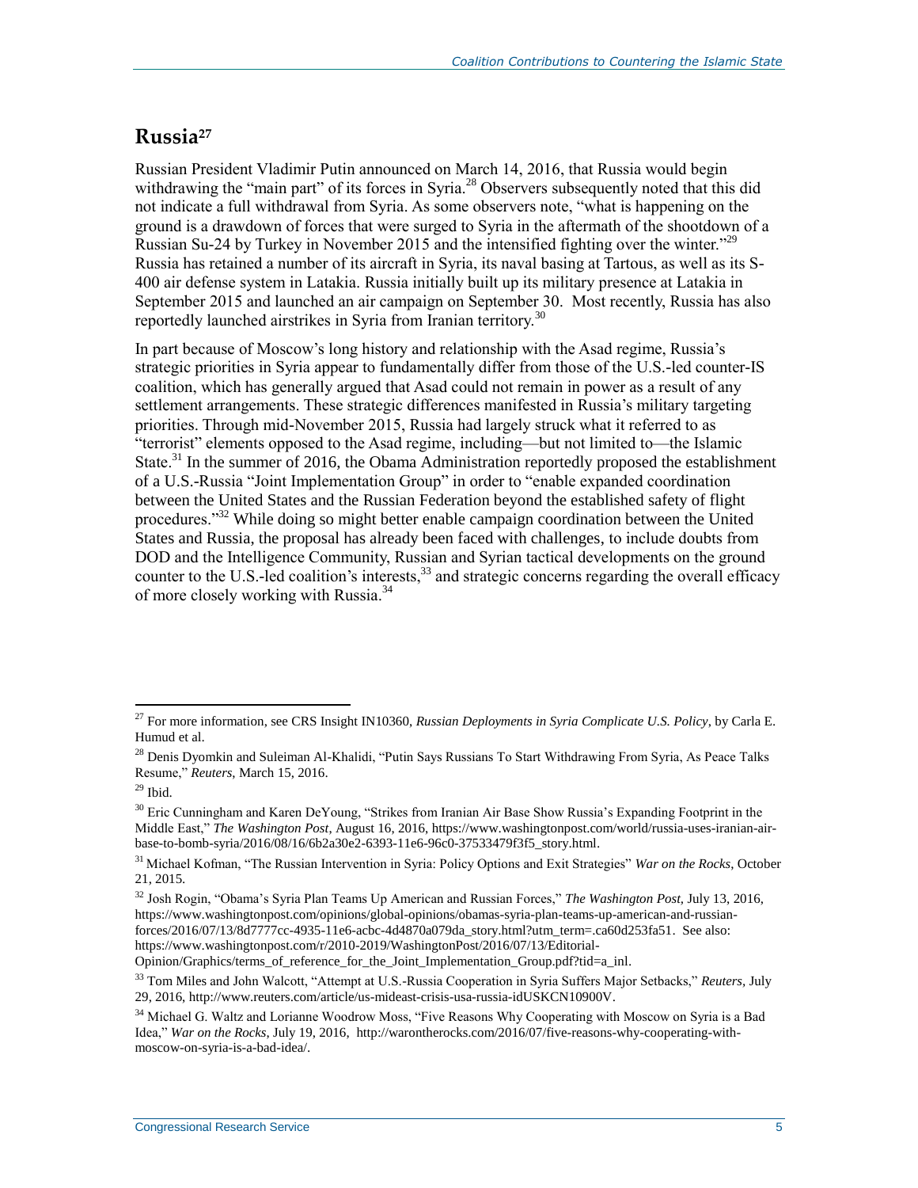## Russia[27]

Russian President Vladimir Putin announced on March 14, 2016, that Russia would begin withdrawing the "main part" of its forces in Syria.[28] Observers subsequently noted that this did not indicate a full withdrawal from Syria. As some observers note, "what is happening on the ground is a drawdown of forces that were surged to Syria in the aftermath of the shootdown of a Russian Su-24 by Turkey in November 2015 and the intensified fighting over the winter."[29] Russia has retained a number of its aircraft in Syria, its naval basing at Tartous, as well as its S-400 air defense system in Latakia. Russia initially built up its military presence at Latakia in September 2015 and launched an air campaign on September 30. Most recently, Russia has also reportedly launched airstrikes in Syria from Iranian territory.[30]

In part because of Moscow's long history and relationship with the Asad regime, Russia's strategic priorities in Syria appear to fundamentally differ from those of the U.S.-led counter-IS coalition, which has generally argued that Asad could not remain in power as a result of any settlement arrangements. These strategic differences manifested in Russia's military targeting priorities. Through mid-November 2015, Russia had largely struck what it referred to as "terrorist" elements opposed to the Asad regime, including—but not limited to—the Islamic State.[31] In the summer of 2016, the Obama Administration reportedly proposed the establishment of a U.S.-Russia "Joint Implementation Group" in order to "enable expanded coordination between the United States and the Russian Federation beyond the established safety of flight procedures."[32] While doing so might better enable campaign coordination between the United States and Russia, the proposal has already been faced with challenges, to include doubts from DOD and the Intelligence Community, Russian and Syrian tactical developments on the ground counter to the U.S.-led coalition's interests,[33] and strategic concerns regarding the overall efficacy of more closely working with Russia.[34]

---

[27] For more information, see CRS Insight IN10360, *Russian Deployments in Syria Complicate U.S. Policy*, by Carla E. Humud et al.

[28] Denis Dyomkin and Suleiman Al-Khalidi, "Putin Says Russians To Start Withdrawing From Syria, As Peace Talks Resume," *Reuters*, March 15, 2016.

[29] Ibid.

[30] Eric Cunningham and Karen DeYoung, "Strikes from Iranian Air Base Show Russia's Expanding Footprint in the Middle East," *The Washington Post*, August 16, 2016, https://www.washingtonpost.com/world/russia-uses-iranian-air-base-to-bomb-syria/2016/08/16/6b2a30e2-6393-11e6-96c0-37533479f3f5_story.html.

[31] Michael Kofman, "The Russian Intervention in Syria: Policy Options and Exit Strategies" *War on the Rocks*, October 21, 2015.

[32] Josh Rogin, "Obama's Syria Plan Teams Up American and Russian Forces," *The Washington Post*, July 13, 2016, https://www.washingtonpost.com/opinions/global-opinions/obamas-syria-plan-teams-up-american-and-russian-forces/2016/07/13/8d7777cc-4935-11e6-acbc-4d4870a079da_story.html?utm_term=.ca60d253fa51. See also: https://www.washingtonpost.com/r/2010-2019/WashingtonPost/2016/07/13/Editorial-Opinion/Graphics/terms_of_reference_for_the_Joint_Implementation_Group.pdf?tid=a_inl.

[33] Tom Miles and John Walcott, "Attempt at U.S.-Russia Cooperation in Syria Suffers Major Setbacks," *Reuters*, July 29, 2016, http://www.reuters.com/article/us-mideast-crisis-usa-russia-idUSKCN10900V.

[34] Michael G. Waltz and Lorianne Woodrow Moss, "Five Reasons Why Cooperating with Moscow on Syria is a Bad Idea," *War on the Rocks*, July 19, 2016, http://warontherocks.com/2016/07/five-reasons-why-cooperating-with-moscow-on-syria-is-a-bad-idea/.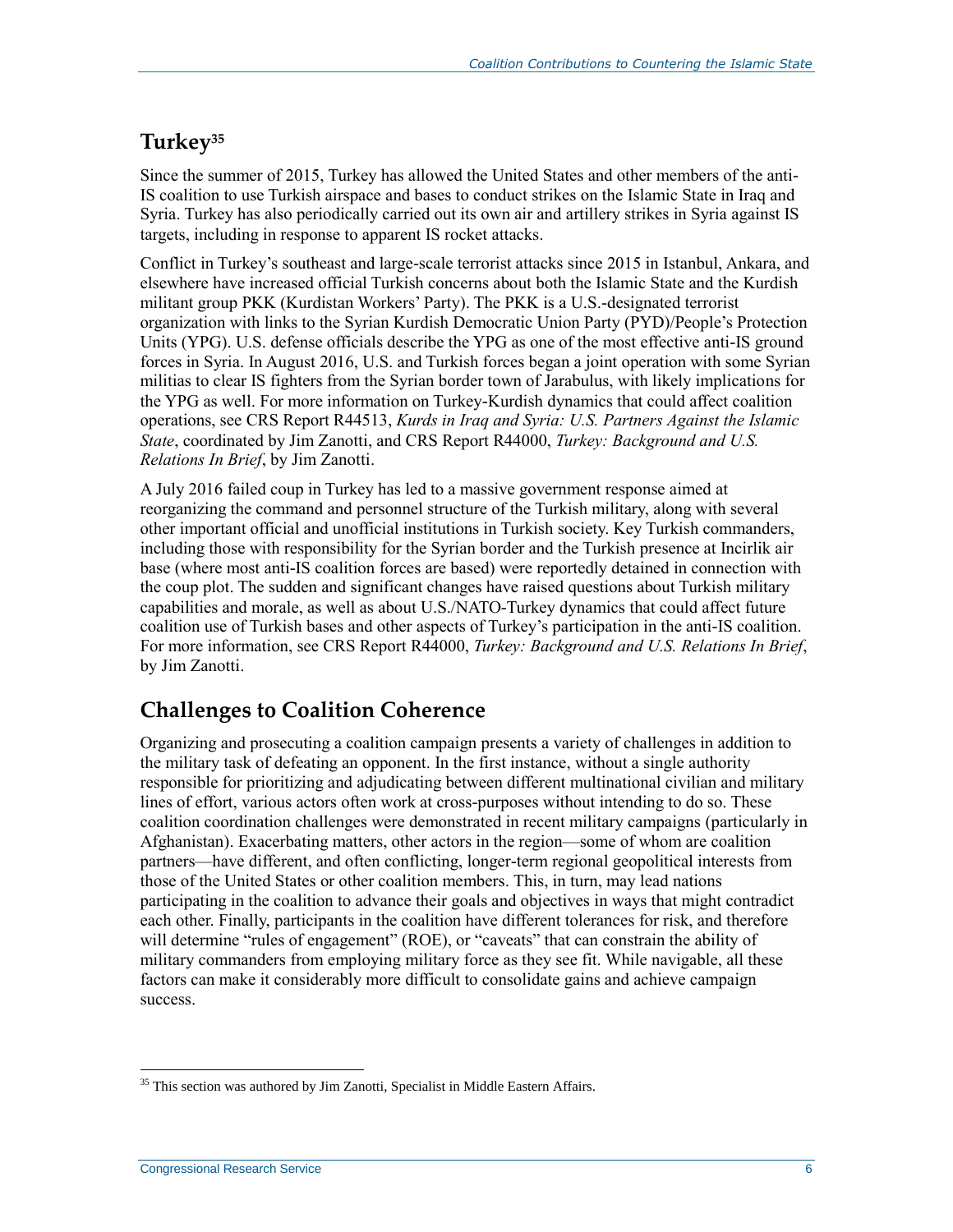## Turkey[35]

Since the summer of 2015, Turkey has allowed the United States and other members of the anti-IS coalition to use Turkish airspace and bases to conduct strikes on the Islamic State in Iraq and Syria. Turkey has also periodically carried out its own air and artillery strikes in Syria against IS targets, including in response to apparent IS rocket attacks.

Conflict in Turkey's southeast and large-scale terrorist attacks since 2015 in Istanbul, Ankara, and elsewhere have increased official Turkish concerns about both the Islamic State and the Kurdish militant group PKK (Kurdistan Workers' Party). The PKK is a U.S.-designated terrorist organization with links to the Syrian Kurdish Democratic Union Party (PYD)/People's Protection Units (YPG). U.S. defense officials describe the YPG as one of the most effective anti-IS ground forces in Syria. In August 2016, U.S. and Turkish forces began a joint operation with some Syrian militias to clear IS fighters from the Syrian border town of Jarabulus, with likely implications for the YPG as well. For more information on Turkey-Kurdish dynamics that could affect coalition operations, see CRS Report R44513, *Kurds in Iraq and Syria: U.S. Partners Against the Islamic State*, coordinated by Jim Zanotti, and CRS Report R44000, *Turkey: Background and U.S. Relations In Brief*, by Jim Zanotti.

A July 2016 failed coup in Turkey has led to a massive government response aimed at reorganizing the command and personnel structure of the Turkish military, along with several other important official and unofficial institutions in Turkish society. Key Turkish commanders, including those with responsibility for the Syrian border and the Turkish presence at Incirlik air base (where most anti-IS coalition forces are based) were reportedly detained in connection with the coup plot. The sudden and significant changes have raised questions about Turkish military capabilities and morale, as well as about U.S./NATO-Turkey dynamics that could affect future coalition use of Turkish bases and other aspects of Turkey's participation in the anti-IS coalition. For more information, see CRS Report R44000, *Turkey: Background and U.S. Relations In Brief*, by Jim Zanotti.

# Challenges to Coalition Coherence

Organizing and prosecuting a coalition campaign presents a variety of challenges in addition to the military task of defeating an opponent. In the first instance, without a single authority responsible for prioritizing and adjudicating between different multinational civilian and military lines of effort, various actors often work at cross-purposes without intending to do so. These coalition coordination challenges were demonstrated in recent military campaigns (particularly in Afghanistan). Exacerbating matters, other actors in the region—some of whom are coalition partners—have different, and often conflicting, longer-term regional geopolitical interests from those of the United States or other coalition members. This, in turn, may lead nations participating in the coalition to advance their goals and objectives in ways that might contradict each other. Finally, participants in the coalition have different tolerances for risk, and therefore will determine "rules of engagement" (ROE), or "caveats" that can constrain the ability of military commanders from employing military force as they see fit. While navigable, all these factors can make it considerably more difficult to consolidate gains and achieve campaign success.

[35] This section was authored by Jim Zanotti, Specialist in Middle Eastern Affairs.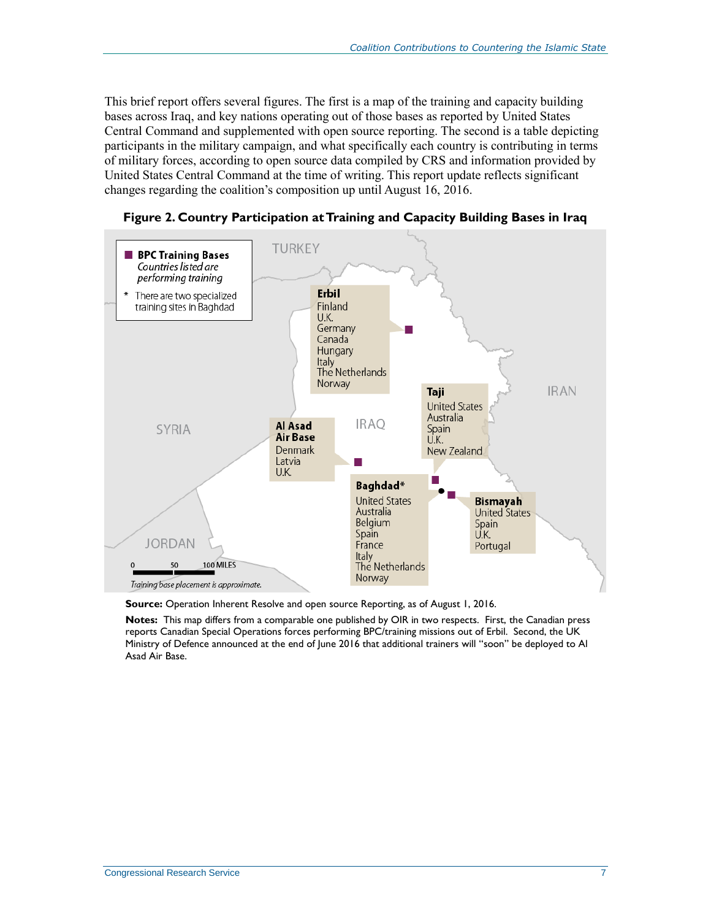This brief report offers several figures. The first is a map of the training and capacity building bases across Iraq, and key nations operating out of those bases as reported by United States Central Command and supplemented with open source reporting. The second is a table depicting participants in the military campaign, and what specifically each country is contributing in terms of military forces, according to open source data compiled by CRS and information provided by United States Central Command at the time of writing. This report update reflects significant changes regarding the coalition's composition up until August 16, 2016.

**Figure 2. Country Participation at Training and Capacity Building Bases in Iraq**

**BPC Training Bases** — *Countries listed are performing training*

* There are two specialized training sites in Baghdad

**Erbil**: Finland, U.K., Germany, Canada, Hungary, Italy, The Netherlands, Norway

**Taji**: United States, Australia, Spain, U.K., New Zealand

**Al Asad Air Base**: Denmark, Latvia, U.K.

**Baghdad***: United States, Australia, Belgium, Spain, France, Italy, The Netherlands, Norway

**Bismayah**: United States, Spain, U.K., Portugal

*Training base placement is approximate.*

**Source:** Operation Inherent Resolve and open source Reporting, as of August 1, 2016.

**Notes:** This map differs from a comparable one published by OIR in two respects. First, the Canadian press reports Canadian Special Operations forces performing BPC/training missions out of Erbil. Second, the UK Ministry of Defence announced at the end of June 2016 that additional trainers will "soon" be deployed to Al Asad Air Base.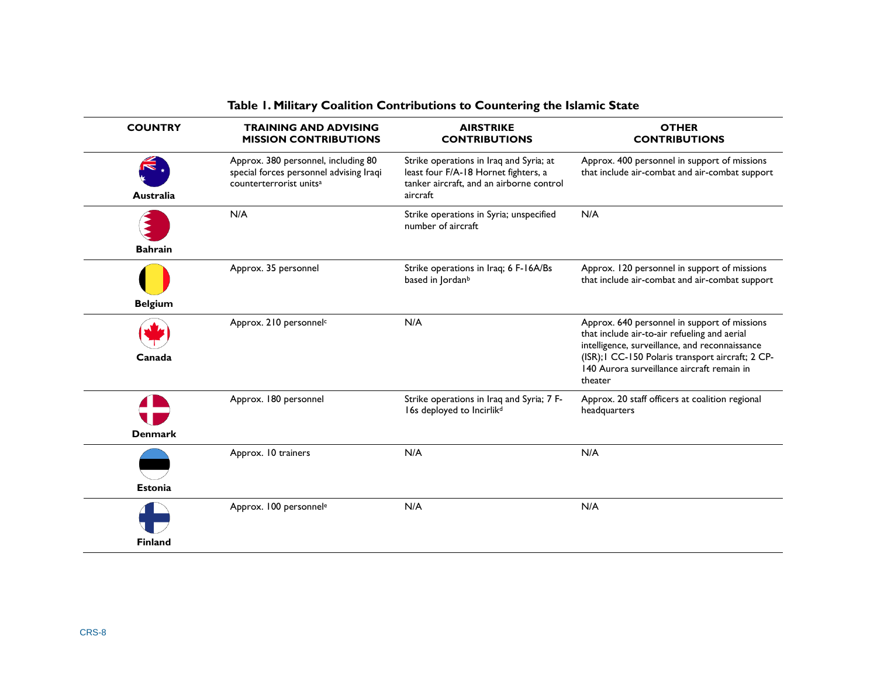**Table 1. Military Coalition Contributions to Countering the Islamic State**

| COUNTRY | TRAINING AND ADVISING MISSION CONTRIBUTIONS | AIRSTRIKE CONTRIBUTIONS | OTHER CONTRIBUTIONS |
|---|---|---|---|
| Australia | Approx. 380 personnel, including 80 special forces personnel advising Iraqi counterterrorist units[a] | Strike operations in Iraq and Syria; at least four F/A-18 Hornet fighters, a tanker aircraft, and an airborne control aircraft | Approx. 400 personnel in support of missions that include air-combat and air-combat support |
| Bahrain | N/A | Strike operations in Syria; unspecified number of aircraft | N/A |
| Belgium | Approx. 35 personnel | Strike operations in Iraq; 6 F-16A/Bs based in Jordan[b] | Approx. 120 personnel in support of missions that include air-combat and air-combat support |
| Canada | Approx. 210 personnel[c] | N/A | Approx. 640 personnel in support of missions that include air-to-air refueling and aerial intelligence, surveillance, and reconnaissance (ISR);1 CC-150 Polaris transport aircraft; 2 CP-140 Aurora surveillance aircraft remain in theater |
| Denmark | Approx. 180 personnel | Strike operations in Iraq and Syria; 7 F-16s deployed to Incirlik[d] | Approx. 20 staff officers at coalition regional headquarters |
| Estonia | Approx. 10 trainers | N/A | N/A |
| Finland | Approx. 100 personnel[e] | N/A | N/A |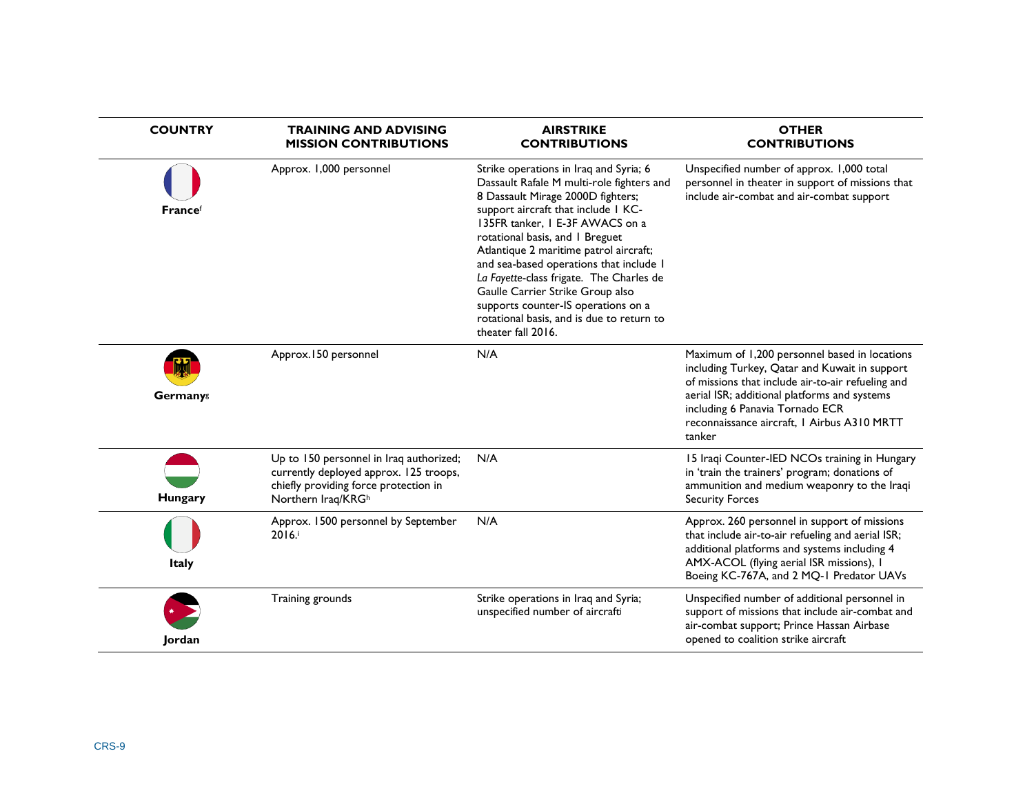| COUNTRY | TRAINING AND ADVISING MISSION CONTRIBUTIONS | AIRSTRIKE CONTRIBUTIONS | OTHER CONTRIBUTIONS |
|---|---|---|---|
| France[f] | Approx. 1,000 personnel | Strike operations in Iraq and Syria; 6 Dassault Rafale M multi-role fighters and 8 Dassault Mirage 2000D fighters; support aircraft that include 1 KC-135FR tanker, 1 E-3F AWACS on a rotational basis, and 1 Breguet Atlantique 2 maritime patrol aircraft; and sea-based operations that include 1 *La Fayette*-class frigate. The Charles de Gaulle Carrier Strike Group also supports counter-IS operations on a rotational basis, and is due to return to theater fall 2016. | Unspecified number of approx. 1,000 total personnel in theater in support of missions that include air-combat and air-combat support |
| Germany[g] | Approx.150 personnel | N/A | Maximum of 1,200 personnel based in locations including Turkey, Qatar and Kuwait in support of missions that include air-to-air refueling and aerial ISR; additional platforms and systems including 6 Panavia Tornado ECR reconnaissance aircraft, 1 Airbus A310 MRTT tanker |
| Hungary | Up to 150 personnel in Iraq authorized; currently deployed approx. 125 troops, chiefly providing force protection in Northern Iraq/KRG[h] | N/A | 15 Iraqi Counter-IED NCOs training in Hungary in 'train the trainers' program; donations of ammunition and medium weaponry to the Iraqi Security Forces |
| Italy | Approx. 1500 personnel by September 2016.[i] | N/A | Approx. 260 personnel in support of missions that include air-to-air refueling and aerial ISR; additional platforms and systems including 4 AMX-ACOL (flying aerial ISR missions), 1 Boeing KC-767A, and 2 MQ-1 Predator UAVs |
| Jordan | Training grounds | Strike operations in Iraq and Syria; unspecified number of aircraft[j] | Unspecified number of additional personnel in support of missions that include air-combat and air-combat support; Prince Hassan Airbase opened to coalition strike aircraft |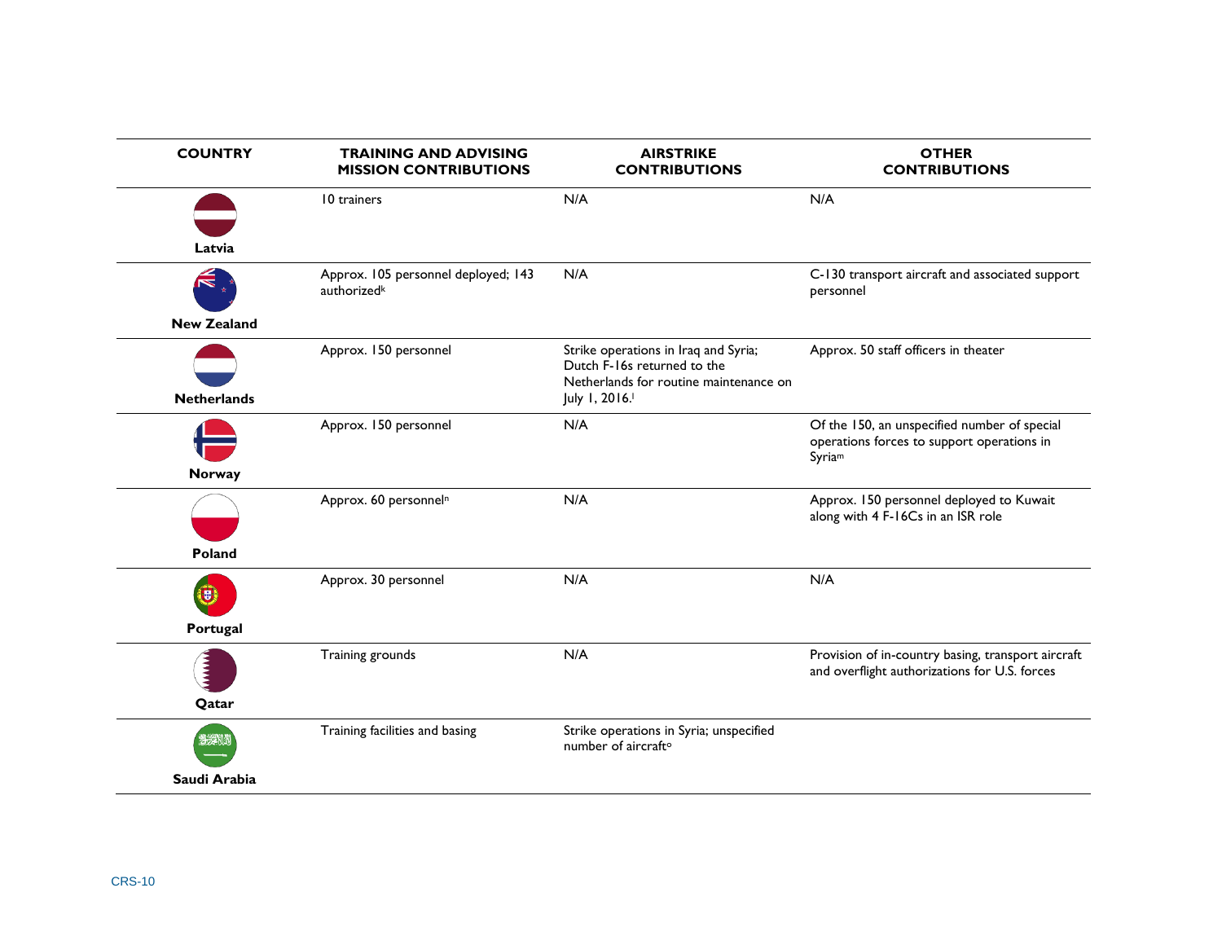| COUNTRY | TRAINING AND ADVISING MISSION CONTRIBUTIONS | AIRSTRIKE CONTRIBUTIONS | OTHER CONTRIBUTIONS |
|---|---|---|---|
| Latvia | 10 trainers | N/A | N/A |
| New Zealand | Approx. 105 personnel deployed; 143 authorized[k] | N/A | C-130 transport aircraft and associated support personnel |
| Netherlands | Approx. 150 personnel | Strike operations in Iraq and Syria; Dutch F-16s returned to the Netherlands for routine maintenance on July 1, 2016.[l] | Approx. 50 staff officers in theater |
| Norway | Approx. 150 personnel | N/A | Of the 150, an unspecified number of special operations forces to support operations in Syria[m] |
| Poland | Approx. 60 personnel[n] | N/A | Approx. 150 personnel deployed to Kuwait along with 4 F-16Cs in an ISR role |
| Portugal | Approx. 30 personnel | N/A | N/A |
| Qatar | Training grounds | N/A | Provision of in-country basing, transport aircraft and overflight authorizations for U.S. forces |
| Saudi Arabia | Training facilities and basing | Strike operations in Syria; unspecified number of aircraft[o] | |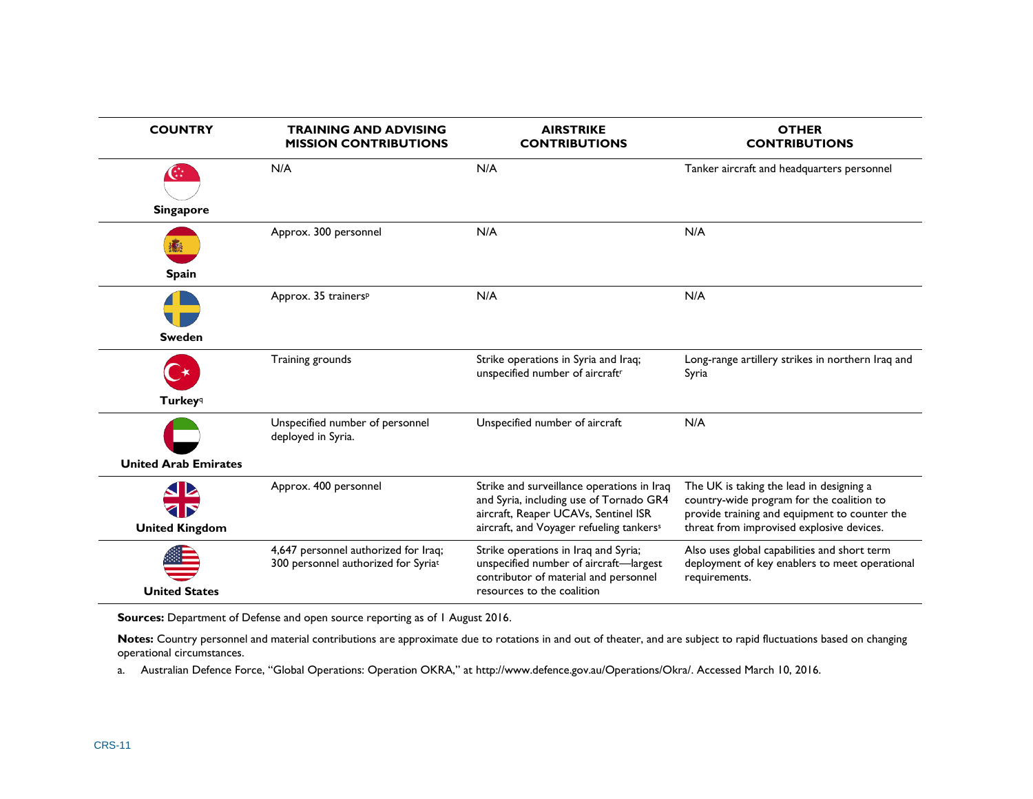| COUNTRY | TRAINING AND ADVISING MISSION CONTRIBUTIONS | AIRSTRIKE CONTRIBUTIONS | OTHER CONTRIBUTIONS |
|---|---|---|---|
| Singapore | N/A | N/A | Tanker aircraft and headquarters personnel |
| Spain | Approx. 300 personnel | N/A | N/A |
| Sweden | Approx. 35 trainers[p] | N/A | N/A |
| Turkey[q] | Training grounds | Strike operations in Syria and Iraq; unspecified number of aircraft[r] | Long-range artillery strikes in northern Iraq and Syria |
| United Arab Emirates | Unspecified number of personnel deployed in Syria. | Unspecified number of aircraft | N/A |
| United Kingdom | Approx. 400 personnel | Strike and surveillance operations in Iraq and Syria, including use of Tornado GR4 aircraft, Reaper UCAVs, Sentinel ISR aircraft, and Voyager refueling tankers[s] | The UK is taking the lead in designing a country-wide program for the coalition to provide training and equipment to counter the threat from improvised explosive devices. |
| United States | 4,647 personnel authorized for Iraq; 300 personnel authorized for Syria[t] | Strike operations in Iraq and Syria; unspecified number of aircraft—largest contributor of material and personnel resources to the coalition | Also uses global capabilities and short term deployment of key enablers to meet operational requirements. |

**Sources:** Department of Defense and open source reporting as of 1 August 2016.

**Notes:** Country personnel and material contributions are approximate due to rotations in and out of theater, and are subject to rapid fluctuations based on changing operational circumstances.

a. Australian Defence Force, "Global Operations: Operation OKRA," at http://www.defence.gov.au/Operations/Okra/. Accessed March 10, 2016.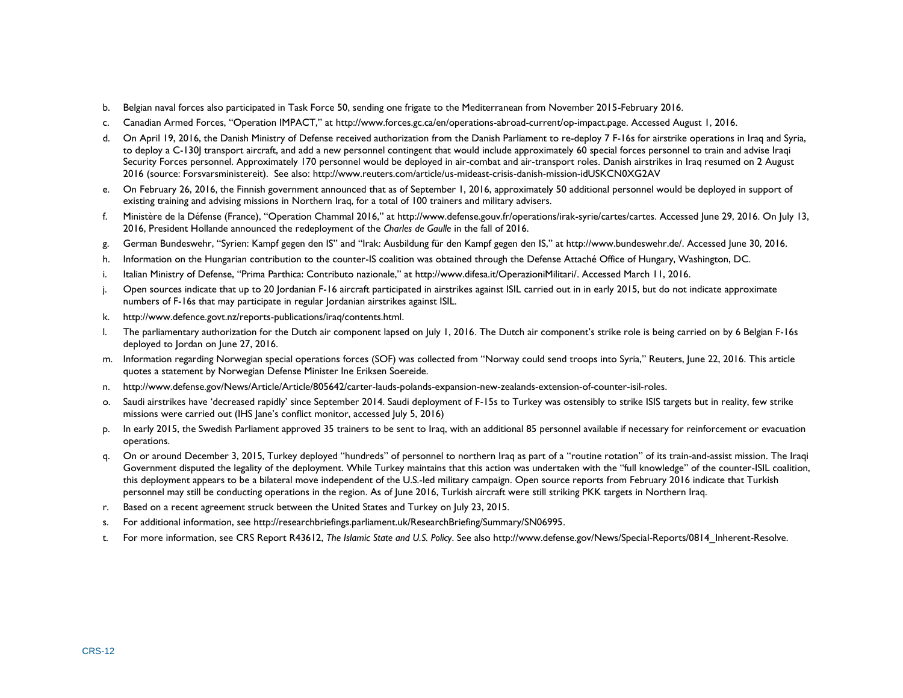b. Belgian naval forces also participated in Task Force 50, sending one frigate to the Mediterranean from November 2015-February 2016.

c. Canadian Armed Forces, "Operation IMPACT," at http://www.forces.gc.ca/en/operations-abroad-current/op-impact.page. Accessed August 1, 2016.

d. On April 19, 2016, the Danish Ministry of Defense received authorization from the Danish Parliament to re-deploy 7 F-16s for airstrike operations in Iraq and Syria, to deploy a C-130J transport aircraft, and add a new personnel contingent that would include approximately 60 special forces personnel to train and advise Iraqi Security Forces personnel. Approximately 170 personnel would be deployed in air-combat and air-transport roles. Danish airstrikes in Iraq resumed on 2 August 2016 (source: Forsvarsministereit). See also: http://www.reuters.com/article/us-mideast-crisis-danish-mission-idUSKCN0XG2AV

e. On February 26, 2016, the Finnish government announced that as of September 1, 2016, approximately 50 additional personnel would be deployed in support of existing training and advising missions in Northern Iraq, for a total of 100 trainers and military advisers.

f. Ministère de la Défense (France), "Operation Chammal 2016," at http://www.defense.gouv.fr/operations/irak-syrie/cartes/cartes. Accessed June 29, 2016. On July 13, 2016, President Hollande announced the redeployment of the *Charles de Gaulle* in the fall of 2016.

g. German Bundeswehr, "Syrien: Kampf gegen den IS" and "Irak: Ausbildung für den Kampf gegen den IS," at http://www.bundeswehr.de/. Accessed June 30, 2016.

h. Information on the Hungarian contribution to the counter-IS coalition was obtained through the Defense Attaché Office of Hungary, Washington, DC.

i. Italian Ministry of Defense, "Prima Parthica: Contributo nazionale," at http://www.difesa.it/OperazioniMilitari/. Accessed March 11, 2016.

j. Open sources indicate that up to 20 Jordanian F-16 aircraft participated in airstrikes against ISIL carried out in in early 2015, but do not indicate approximate numbers of F-16s that may participate in regular Jordanian airstrikes against ISIL.

k. http://www.defence.govt.nz/reports-publications/iraq/contents.html.

l. The parliamentary authorization for the Dutch air component lapsed on July 1, 2016. The Dutch air component's strike role is being carried on by 6 Belgian F-16s deployed to Jordan on June 27, 2016.

m. Information regarding Norwegian special operations forces (SOF) was collected from "Norway could send troops into Syria," Reuters, June 22, 2016. This article quotes a statement by Norwegian Defense Minister Ine Eriksen Soereide.

n. http://www.defense.gov/News/Article/Article/805642/carter-lauds-polands-expansion-new-zealands-extension-of-counter-isil-roles.

o. Saudi airstrikes have 'decreased rapidly' since September 2014. Saudi deployment of F-15s to Turkey was ostensibly to strike ISIS targets but in reality, few strike missions were carried out (IHS Jane's conflict monitor, accessed July 5, 2016)

p. In early 2015, the Swedish Parliament approved 35 trainers to be sent to Iraq, with an additional 85 personnel available if necessary for reinforcement or evacuation operations.

q. On or around December 3, 2015, Turkey deployed "hundreds" of personnel to northern Iraq as part of a "routine rotation" of its train-and-assist mission. The Iraqi Government disputed the legality of the deployment. While Turkey maintains that this action was undertaken with the "full knowledge" of the counter-ISIL coalition, this deployment appears to be a bilateral move independent of the U.S.-led military campaign. Open source reports from February 2016 indicate that Turkish personnel may still be conducting operations in the region. As of June 2016, Turkish aircraft were still striking PKK targets in Northern Iraq.

r. Based on a recent agreement struck between the United States and Turkey on July 23, 2015.

s. For additional information, see http://researchbriefings.parliament.uk/ResearchBriefing/Summary/SN06995.

t. For more information, see CRS Report R43612, *The Islamic State and U.S. Policy*. See also http://www.defense.gov/News/Special-Reports/0814_Inherent-Resolve.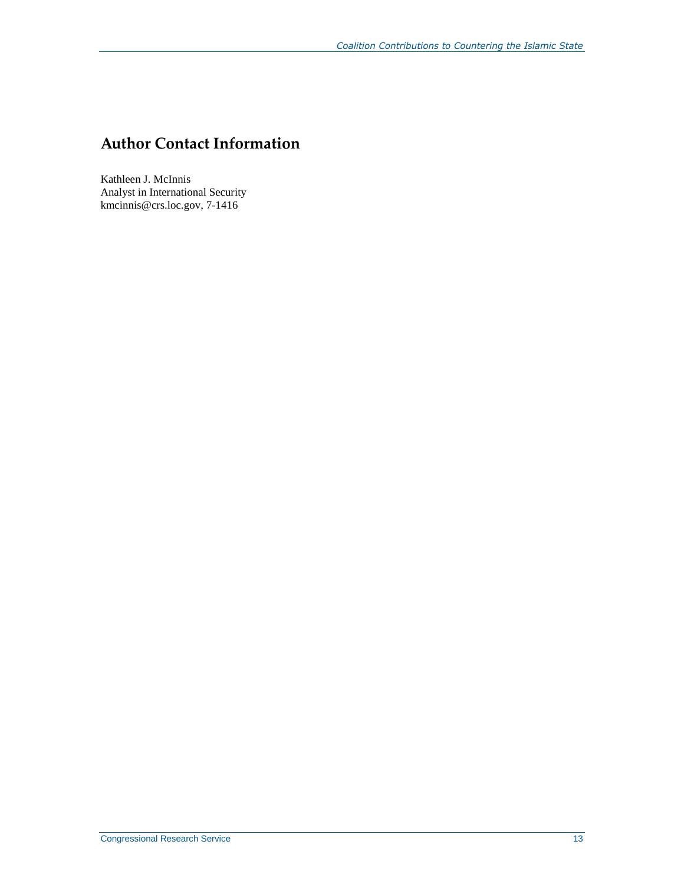## Author Contact Information

Kathleen J. McInnis
Analyst in International Security
kmcinnis@crs.loc.gov, 7-1416